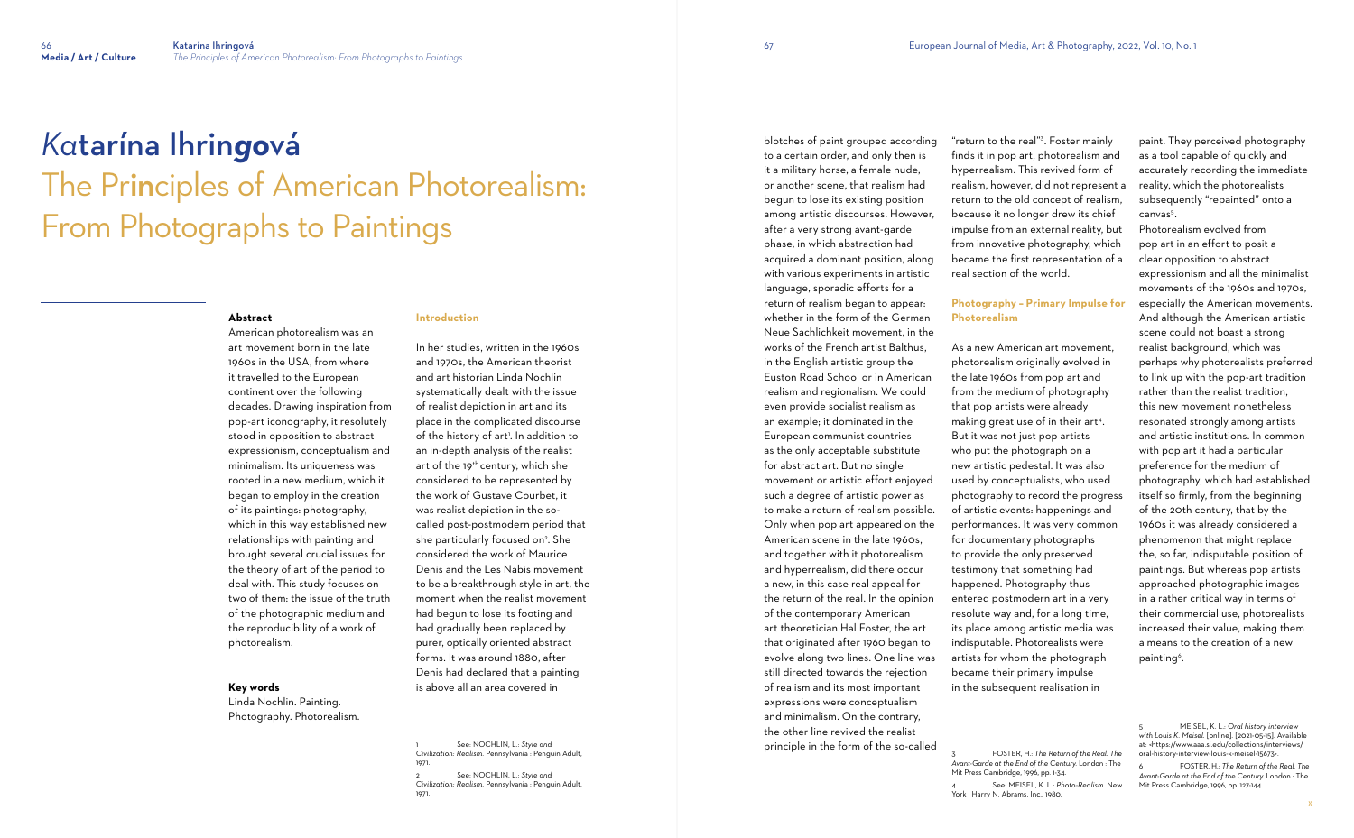# Katarína Ihringová

# The Principles of American Photorealism: From Photographs to Paintings

**Abstract**

American photorealism was an art movement born in the late 1960s in the USA, from where it travelled to the European continent over the following decades. Drawing inspiration from pop-art iconography, it resolutely stood in opposition to abstract expressionism, conceptualism and minimalism. Its uniqueness was rooted in a new medium, which it began to employ in the creation of its paintings: photography, which in this way established new relationships with painting and brought several crucial issues for the theory of art of the period to deal with. This study focuses on two of them: the issue of the truth of the photographic medium and the reproducibility of a work of photorealism.

**Key words**

Linda Nochlin. Painting. Photography. Photorealism.

## Introduction

In her studies, written in the 1960s and 1970s, the American theorist and art historian Linda Nochlin systematically dealt with the issue of realist depiction in art and its place in the complicated discourse of the history of art[1]. In addition to an in-depth analysis of the realist art of the 19th century, which she considered to be represented by the work of Gustave Courbet, it was realist depiction in the so-called post-postmodern period that she particularly focused on[2]. She considered the work of Maurice Denis and the Les Nabis movement to be a breakthrough style in art, the moment when the realist movement had begun to lose its footing and had gradually been replaced by purer, optically oriented abstract forms. It was around 1880, after Denis had declared that a painting is above all an area covered in blotches of paint grouped according to a certain order, and only then is it a military horse, a female nude, or another scene, that realism had begun to lose its existing position among artistic discourses. However, after a very strong avant-garde phase, in which abstraction had acquired a dominant position, along with various experiments in artistic language, sporadic efforts for a return of realism began to appear: whether in the form of the German Neue Sachlichkeit movement, in the works of the French artist Balthus, in the English artistic group the Euston Road School or in American realism and regionalism. We could even provide socialist realism as an example; it dominated in the European communist countries as the only acceptable substitute for abstract art. But no single movement or artistic effort enjoyed such a degree of artistic power as to make a return of realism possible. Only when pop art appeared on the American scene in the late 1960s, and together with it photorealism and hyperrealism, did there occur a new, in this case real appeal for the return of the real. In the opinion of the contemporary American art theoretician Hal Foster, the art that originated after 1960 began to evolve along two lines. One line was still directed towards the rejection of realism and its most important expressions were conceptualism and minimalism. On the contrary, the other line revived the realist principle in the form of the so-called "return to the real"[3]. Foster mainly finds it in pop art, photorealism and hyperrealism. This revived form of realism, however, did not represent a return to the old concept of realism, because it no longer drew its chief impulse from an external reality, but from innovative photography, which became the first representation of a real section of the world.

## Photography – Primary Impulse for Photorealism

As a new American art movement, photorealism originally evolved in the late 1960s from pop art and from the medium of photography that pop artists were already making great use of in their art[4]. But it was not just pop artists who put the photograph on a new artistic pedestal. It was also used by conceptualists, who used photography to record the progress of artistic events: happenings and performances. It was very common for documentary photographs to provide the only preserved testimony that something had happened. Photography thus entered postmodern art in a very resolute way and, for a long time, its place among artistic media was indisputable. Photorealists were artists for whom the photograph became their primary impulse in the subsequent realisation in paint. They perceived photography as a tool capable of quickly and accurately recording the immediate reality, which the photorealists subsequently "repainted" onto a canvas[5].

Photorealism evolved from pop art in an effort to posit a clear opposition to abstract expressionism and all the minimalist movements of the 1960s and 1970s, especially the American movements. And although the American artistic scene could not boast a strong realist background, which was perhaps why photorealists preferred to link up with the pop-art tradition rather than the realist tradition, this new movement nonetheless resonated strongly among artists and artistic institutions. In common with pop art it had a particular preference for the medium of photography, which had established itself so firmly, from the beginning of the 20th century, that by the 1960s it was already considered a phenomenon that might replace the, so far, indisputable position of paintings. But whereas pop artists approached photographic images in a rather critical way in terms of their commercial use, photorealists increased their value, making them a means to the creation of a new painting[6].

---

1 See: NOCHLIN, L.: *Style and Civilization: Realism*. Pennsylvania : Penguin Adult, 1971.

2 See: NOCHLIN, L.: *Style and Civilization: Realism*. Pennsylvania : Penguin Adult, 1971.

3 FOSTER, H.: *The Return of the Real. The Avant-Garde at the End of the Century*. London : The Mit Press Cambridge, 1996, pp. 1-34.

4 See: MEISEL, K. L.: *Photo-Realism*. New York : Harry N. Abrams, Inc., 1980.

5 MEISEL, K. L.: *Oral history interview with Louis K. Meisel*. [online]. [2021-05-15]. Available at: <https://www.aaa.si.edu/collections/interviews/oral-history-interview-louis-k-meisel-15673>.

6 FOSTER, H.: *The Return of the Real. The Avant-Garde at the End of the Century*. London : The Mit Press Cambridge, 1996, pp. 127-144.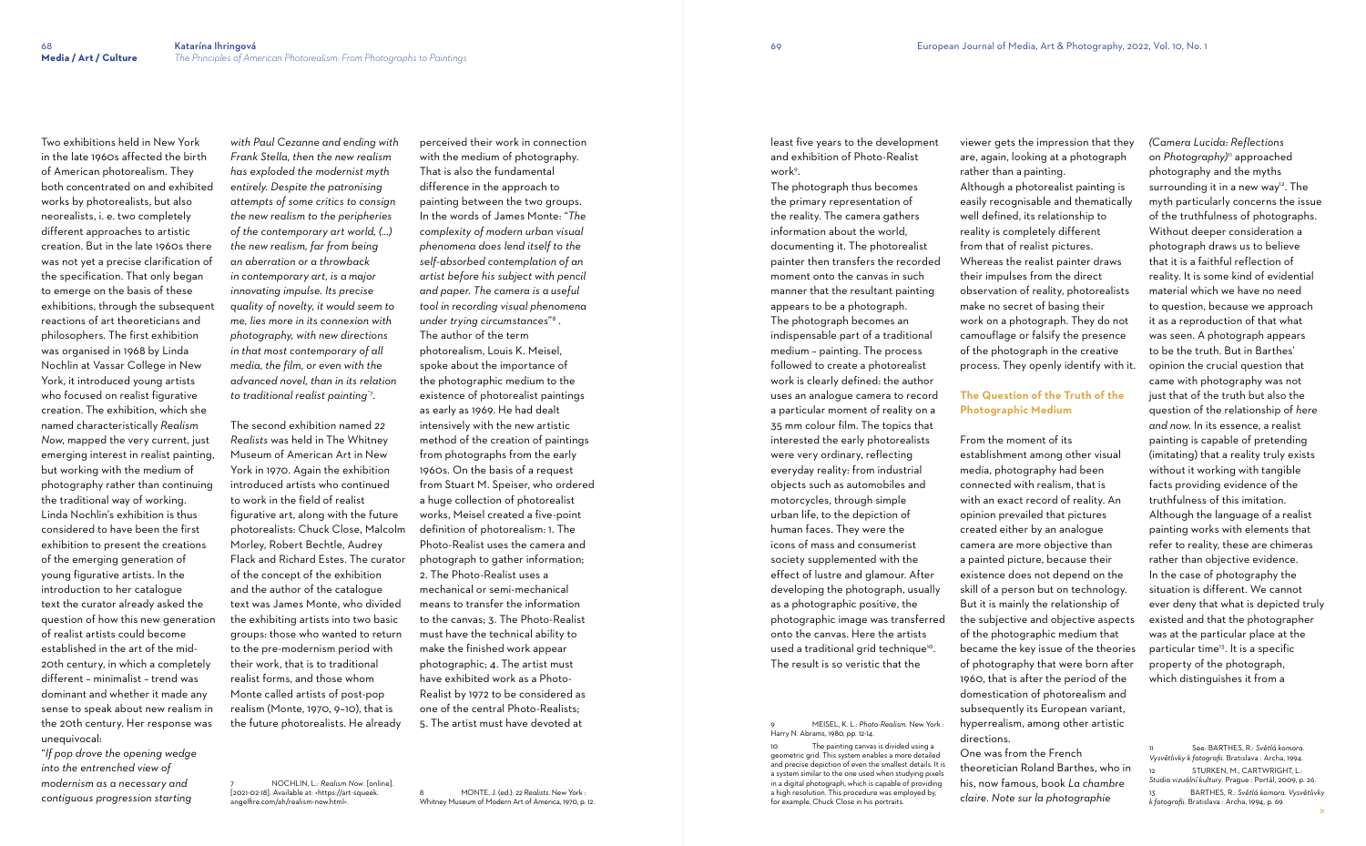Two exhibitions held in New York in the late 1960s affected the birth of American photorealism. They both concentrated on and exhibited works by photorealists, but also neorealists, i. e. two completely different approaches to artistic creation. But in the late 1960s there was not yet a precise clarification of the specification. That only began to emerge on the basis of these exhibitions, through the subsequent reactions of art theoreticians and philosophers. The first exhibition was organised in 1968 by Linda Nochlin at Vassar College in New York, it introduced young artists who focused on realist figurative creation. The exhibition, which she named characteristically *Realism Now*, mapped the very current, just emerging interest in realist painting, but working with the medium of photography rather than continuing the traditional way of working. Linda Nochlin's exhibition is thus considered to have been the first exhibition to present the creations of the emerging generation of young figurative artists. In the introduction to her catalogue text the curator already asked the question of how this new generation of realist artists could become established in the art of the mid-20th century, in which a completely different – minimalist – trend was dominant and whether it made any sense to speak about new realism in the 20th century. Her response was unequivocal:

"*If pop drove the opening wedge into the entrenched view of modernism as a necessary and contiguous progression starting with Paul Cezanne and ending with Frank Stella, then the new realism has exploded the modernist myth entirely. Despite the patronising attempts of some critics to consign the new realism to the peripheries of the contemporary art world, (…) the new realism, far from being an aberration or a throwback in contemporary art, is a major innovating impulse. Its precise quality of novelty, it would seem to me, lies more in its connexion with photography, with new directions in that most contemporary of all media, the film, or even with the advanced novel, than in its relation to traditional realist painting*"[7].

The second exhibition named *22 Realists* was held in The Whitney Museum of American Art in New York in 1970. Again the exhibition introduced artists who continued to work in the field of realist figurative art, along with the future photorealists: Chuck Close, Malcolm Morley, Robert Bechtle, Audrey Flack and Richard Estes. The curator of the concept of the exhibition and the author of the catalogue text was James Monte, who divided the exhibiting artists into two basic groups: those who wanted to return to the pre-modernism period with their work, that is to traditional realist forms, and those whom Monte called artists of post-pop realism (Monte, 1970, 9–10), that is the future photorealists. He already perceived their work in connection with the medium of photography. That is also the fundamental difference in the approach to painting between the two groups. In the words of James Monte: "*The complexity of modern urban visual phenomena does lend itself to the self-absorbed contemplation of an artist before his subject with pencil and paper. The camera is a useful tool in recording visual phenomena under trying circumstances*"[8].

The author of the term photorealism, Louis K. Meisel, spoke about the importance of the photographic medium to the existence of photorealist paintings as early as 1969. He had dealt intensively with the new artistic method of the creation of paintings from photographs from the early 1960s. On the basis of a request from Stuart M. Speiser, who ordered a huge collection of photorealist works, Meisel created a five-point definition of photorealism: 1. The Photo-Realist uses the camera and photograph to gather information; 2. The Photo-Realist uses a mechanical or semi-mechanical means to transfer the information to the canvas; 3. The Photo-Realist must have the technical ability to make the finished work appear photographic; 4. The artist must have exhibited work as a Photo-Realist by 1972 to be considered as one of the central Photo-Realists; 5. The artist must have devoted at least five years to the development and exhibition of Photo-Realist work[9].

The photograph thus becomes the primary representation of the reality. The camera gathers information about the world, documenting it. The photorealist painter then transfers the recorded moment onto the canvas in such manner that the resultant painting appears to be a photograph. The photograph becomes an indispensable part of a traditional medium – painting. The process followed to create a photorealist work is clearly defined: the author uses an analogue camera to record a particular moment of reality on a 35 mm colour film. The topics that interested the early photorealists were very ordinary, reflecting everyday reality: from industrial objects such as automobiles and motorcycles, through simple urban life, to the depiction of human faces. They were the icons of mass and consumerist society supplemented with the effect of lustre and glamour. After developing the photograph, usually as a photographic positive, the photographic image was transferred onto the canvas. Here the artists used a traditional grid technique[10]. The result is so veristic that the viewer gets the impression that they are, again, looking at a photograph rather than a painting.

Although a photorealist painting is easily recognisable and thematically well defined, its relationship to reality is completely different from that of realist pictures. Whereas the realist painter draws their impulses from the direct observation of reality, photorealists make no secret of basing their work on a photograph. They do not camouflage or falsify the presence of the photograph in the creative process. They openly identify with it.

## The Question of the Truth of the Photographic Medium

From the moment of its establishment among other visual media, photography had been connected with realism, that is with an exact record of reality. An opinion prevailed that pictures created either by an analogue camera are more objective than a painted picture, because their existence does not depend on the skill of a person but on technology. But it is mainly the relationship of the subjective and objective aspects of the photographic medium that became the key issue of the theories of photography that were born after 1960, that is after the period of the domestication of photorealism and subsequently its European variant, hyperrealism, among other artistic directions.

One was from the French theoretician Roland Barthes, who in his, now famous, book *La chambre claire. Note sur la photographie (Camera Lucida: Reflections on Photography)*[11] approached photography and the myths surrounding it in a new way[12]. The myth particularly concerns the issue of the truthfulness of photographs. Without deeper consideration a photograph draws us to believe that it is a faithful reflection of reality. It is some kind of evidential material which we have no need to question, because we approach it as a reproduction of that what was seen. A photograph appears to be the truth. But in Barthes' opinion the crucial question that came with photography was not just that of the truth but also the question of the relationship of *here and now*. In its essence, a realist painting is capable of pretending (imitating) that a reality truly exists without it working with tangible facts providing evidence of the truthfulness of this imitation. Although the language of a realist painting works with elements that refer to reality, these are chimeras rather than objective evidence. In the case of photography the situation is different. We cannot ever deny that what is depicted truly existed and that the photographer was at the particular place at the particular time[13]. It is a specific property of the photograph, which distinguishes it from a

---

7 NOCHLIN, L.: *Realism Now*. [online]. [2021-02-18]. Available at: <https://art-squeek.angelfire.com/ah/realism-now.html>.

8 MONTE, J. (ed.): *22 Realists*. New York : Whitney Museum of Modern Art of America, 1970, p. 12.

9 MEISEL, K. L.: *Photo-Realism*. New York : Harry N. Abrams, 1980, pp. 12-14.

10 The painting canvas is divided using a geometric grid. This system enables a more detailed and precise depiction of even the smallest details. It is a system similar to the one used when studying pixels in a digital photograph, which is capable of providing a high resolution. This procedure was employed by, for example, Chuck Close in his portraits.

11 See: BARTHES, R.: *Světlá komora. Vysvětlivky k fotografii*. Bratislava : Archa, 1994.

12 STURKEN, M., CARTWRIGHT, L.: *Studia vizuální kultury*. Prague : Portál, 2009, p. 26.

13 BARTHES, R.: *Světlá komora. Vysvětlivky k fotografii*. Bratislava : Archa, 1994, p. 69.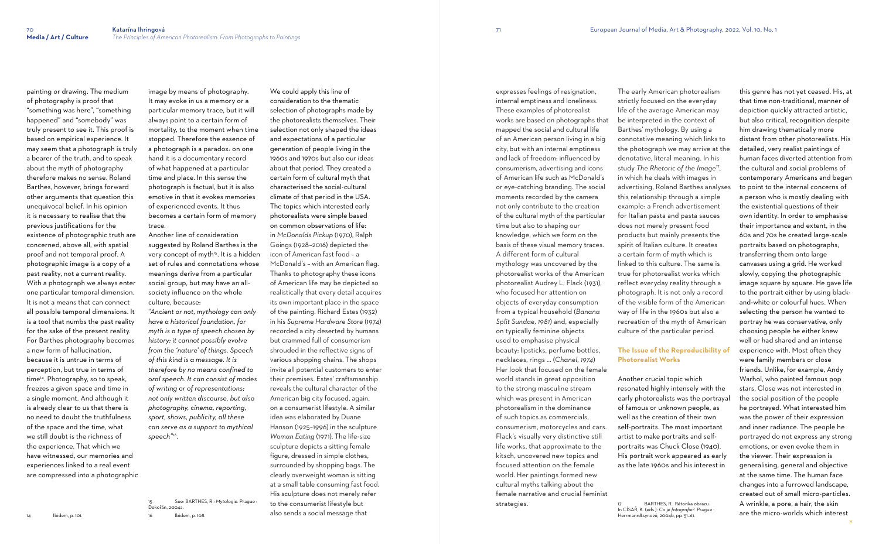painting or drawing. The medium of photography is proof that "something was here", "something happened" and "somebody" was truly present to see it. This proof is based on empirical experience. It may seem that a photograph is truly a bearer of the truth, and to speak about the myth of photography therefore makes no sense. Roland Barthes, however, brings forward other arguments that question this unequivocal belief. In his opinion it is necessary to realise that the previous justifications for the existence of photographic truth are concerned, above all, with spatial proof and not temporal proof. A photographic image is a copy of a past reality, not a current reality. With a photograph we always enter one particular temporal dimension. It is not a means that can connect all possible temporal dimensions. It is a tool that numbs the past reality for the sake of the present reality. For Barthes photography becomes a new form of hallucination, because it is untrue in terms of perception, but true in terms of time[14]. Photography, so to speak, freezes a given space and time in a single moment. And although it is already clear to us that there is no need to doubt the truthfulness of the space and the time, what we still doubt is the richness of the experience. That which we have witnessed, our memories and experiences linked to a real event are compressed into a photographic image by means of photography. It may evoke in us a memory or a particular memory trace, but it will always point to a certain form of mortality, to the moment when time stopped. Therefore the essence of a photograph is a paradox: on one hand it is a documentary record of what happened at a particular time and place. In this sense the photograph is factual, but it is also emotive in that it evokes memories of experienced events. It thus becomes a certain form of memory trace.

Another line of consideration suggested by Roland Barthes is the very concept of myth[15]. It is a hidden set of rules and connotations whose meanings derive from a particular social group, but may have an all-society influence on the whole culture, because:

*"Ancient or not, mythology can only have a historical foundation, for myth is a type of speech chosen by history: it cannot possibly evolve from the 'nature' of things. Speech of this kind is a message. It is therefore by no means confined to oral speech. It can consist of modes of writing or of representations; not only written discourse, but also photography, cinema, reporting, sport, shows, publicity, all these can serve as a support to mythical speech"*[16].

We could apply this line of consideration to the thematic selection of photographs made by the photorealists themselves. Their selection not only shaped the ideas and expectations of a particular generation of people living in the 1960s and 1970s but also our ideas about that period. They created a certain form of cultural myth that characterised the social-cultural climate of that period in the USA. The topics which interested early photorealists were simple based on common observations of life: in *McDonalds Pickup* (1970), Ralph Goings (1928–2016) depicted the icon of American fast food – a McDonald's – with an American flag. Thanks to photography these icons of American life may be depicted so realistically that every detail acquires its own important place in the space of the painting. Richard Estes (1932) in his *Supreme Hardware Store* (1974) recorded a city deserted by humans but crammed full of consumerism shrouded in the reflective signs of various shopping chains. The shops invite all potential customers to enter their premises. Estes' craftsmanship reveals the cultural character of the American big city focused, again, on a consumerist lifestyle. A similar idea was elaborated by Duane Hanson (1925–1996) in the sculpture *Woman Eating* (1971). The life-size sculpture depicts a sitting female figure, dressed in simple clothes, surrounded by shopping bags. The clearly overweight woman is sitting at a small table consuming fast food. His sculpture does not merely refer to the consumerist lifestyle but also sends a social message that expresses feelings of resignation, internal emptiness and loneliness. These examples of photorealist works are based on photographs that mapped the social and cultural life of an American person living in a big city, but with an internal emptiness and lack of freedom: influenced by consumerism, advertising and icons of American life such as McDonald's or eye-catching branding. The social moments recorded by the camera not only contribute to the creation of the cultural myth of the particular time but also to shaping our knowledge, which we form on the basis of these visual memory traces. A different form of cultural mythology was uncovered by the photorealist works of the American photorealist Audrey L. Flack (1931), who focused her attention on objects of everyday consumption from a typical household (*Banana Split Sundae*, *1981*) and, especially on typically feminine objects used to emphasise physical beauty: lipsticks, perfume bottles, necklaces, rings ... (*Chanel*, *1974*) Her look that focused on the female world stands in great opposition to the strong masculine stream which was present in American photorealism in the dominance of such topics as commercials, consumerism, motorcycles and cars. Flack's visually very distinctive still life works, that approximate to the kitsch, uncovered new topics and focused attention on the female world. Her paintings formed new cultural myths talking about the female narrative and crucial feminist strategies.

The early American photorealism strictly focused on the everyday life of the average American may be interpreted in the context of Barthes' mythology. By using a connotative meaning which links to the photograph we may arrive at the denotative, literal meaning. In his study *The Rhetoric of the Image*[17], in which he deals with images in advertising, Roland Barthes analyses this relationship through a simple example: a French advertisement for Italian pasta and pasta sauces does not merely present food products but mainly presents the spirit of Italian culture. It creates a certain form of myth which is linked to this culture. The same is true for photorealist works which reflect everyday reality through a photograph. It is not only a record of the visible form of the American way of life in the 1960s but also a recreation of the myth of American culture of the particular period.

## The Issue of the Reproducibility of Photorealist Works

Another crucial topic which resonated highly intensely with the early photorealists was the portrayal of famous or unknown people, as well as the creation of their own self-portraits. The most important artist to make portraits and self-portraits was Chuck Close (1940). His portrait work appeared as early as the late 1960s and his interest in this genre has not yet ceased. His, at that time non-traditional, manner of depiction quickly attracted artistic, but also critical, recognition despite him drawing thematically more distant from other photorealists. His detailed, very realist paintings of human faces diverted attention from the cultural and social problems of contemporary Americans and began to point to the internal concerns of a person who is mostly dealing with the existential questions of their own identity. In order to emphasise their importance and extent, in the 60s and 70s he created large-scale portraits based on photographs, transferring them onto large canvases using a grid. He worked slowly, copying the photographic image square by square. He gave life to the portrait either by using black-and-white or colourful hues. When selecting the person he wanted to portray he was conservative, only choosing people he either knew well or had shared and an intense experience with. Most often they were family members or close friends. Unlike, for example, Andy Warhol, who painted famous pop stars, Close was not interested in the social position of the people he portrayed. What interested him was the power of their expression and inner radiance. The people he portrayed do not express any strong emotions, or even evoke them in the viewer. Their expression is generalising, general and objective at the same time. The human face changes into a furrowed landscape, created out of small micro-particles. A wrinkle, a pore, a hair, the skin are the micro-worlds which interest

---

14 Ibidem, p. 101.

15 See: BARTHES, R.: *Mytologie*. Prague : Dokořán, 2004a.

16 Ibidem, p. 108.

17 BARTHES, R.: Rétorika obrazu. In CÍSAŘ, K. (eds.): *Co je fotografie?*. Prague : Herrmann&synové, 2004b, pp. 51–61.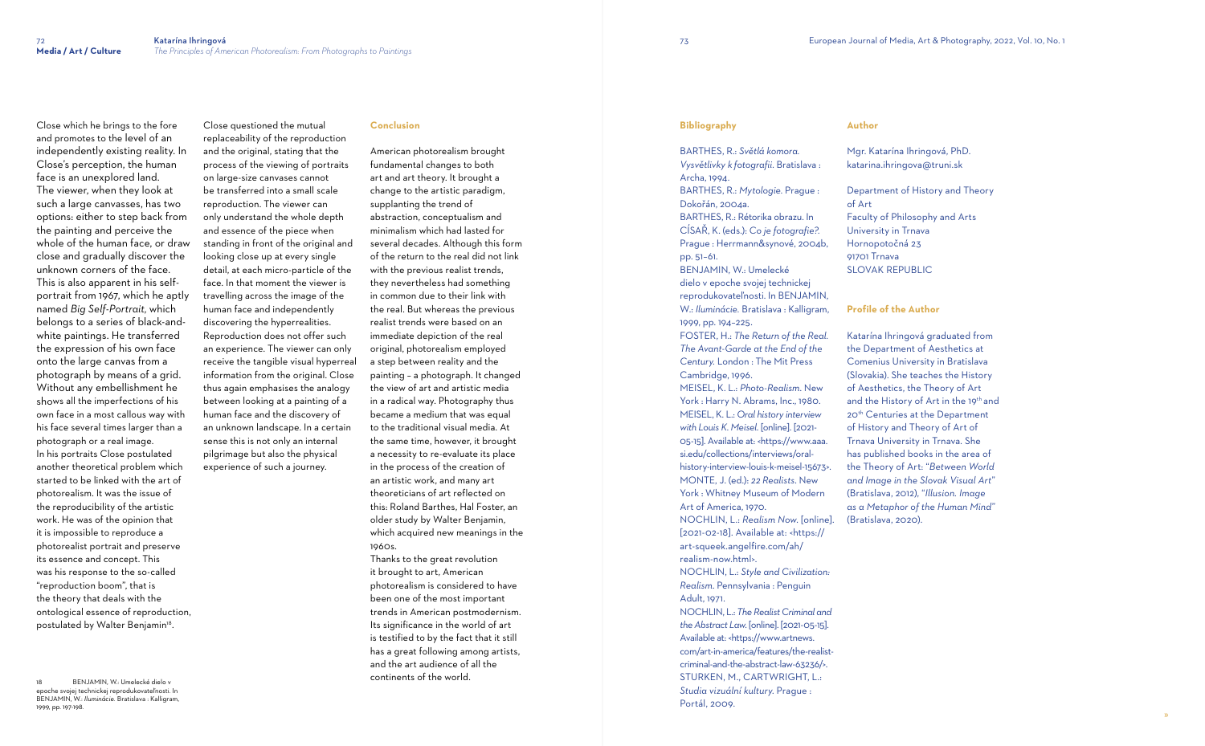Close which he brings to the fore and promotes to the level of an independently existing reality. In Close's perception, the human face is an unexplored land. The viewer, when they look at such a large canvasses, has two options: either to step back from the painting and perceive the whole of the human face, or draw close and gradually discover the unknown corners of the face. This is also apparent in his self-portrait from 1967, which he aptly named *Big Self-Portrait*, which belongs to a series of black-and-white paintings. He transferred the expression of his own face onto the large canvas from a photograph by means of a grid. Without any embellishment he shows all the imperfections of his own face in a most callous way with his face several times larger than a photograph or a real image.
In his portraits Close postulated another theoretical problem which started to be linked with the art of photorealism. It was the issue of the reproducibility of the artistic work. He was of the opinion that it is impossible to reproduce a photorealist portrait and preserve its essence and concept. This was his response to the so-called "reproduction boom", that is the theory that deals with the ontological essence of reproduction, postulated by Walter Benjamin[18].

Close questioned the mutual replaceability of the reproduction and the original, stating that the process of the viewing of portraits on large-size canvases cannot be transferred into a small scale reproduction. The viewer can only understand the whole depth and essence of the piece when standing in front of the original and looking close up at every single detail, at each micro-particle of the face. In that moment the viewer is travelling across the image of the human face and independently discovering the hyperrealities. Reproduction does not offer such an experience. The viewer can only receive the tangible visual hyperreal information from the original. Close thus again emphasises the analogy between looking at a painting of a human face and the discovery of an unknown landscape. In a certain sense this is not only an internal pilgrimage but also the physical experience of such a journey.

18 BENJAMIN, W.: Umelecké dielo v epoche svojej technickej reprodukovateľnosti. In BENJAMIN, W.: *Iluminácie*. Bratislava : Kalligram, 1999, pp. 197-198.

## Conclusion

American photorealism brought fundamental changes to both art and art theory. It brought a change to the artistic paradigm, supplanting the trend of abstraction, conceptualism and minimalism which had lasted for several decades. Although this form of the return to the real did not link with the previous realist trends, they nevertheless had something in common due to their link with the real. But whereas the previous realist trends were based on an immediate depiction of the real original, photorealism employed a step between reality and the painting – a photograph. It changed the view of art and artistic media in a radical way. Photography thus became a medium that was equal to the traditional visual media. At the same time, however, it brought a necessity to re-evaluate its place in the process of the creation of an artistic work, and many art theoreticians of art reflected on this: Roland Barthes, Hal Foster, an older study by Walter Benjamin, which acquired new meanings in the 1960s.
Thanks to the great revolution it brought to art, American photorealism is considered to have been one of the most important trends in American postmodernism. Its significance in the world of art is testified to by the fact that it still has a great following among artists, and the art audience of all the continents of the world.

## Bibliography

BARTHES, R.: *Světlá komora. Vysvětlivky k fotografii*. Bratislava : Archa, 1994.
BARTHES, R.: *Mytologie*. Prague : Dokořán, 2004a.
BARTHES, R.: Rétorika obrazu. In CÍSAŘ, K. (eds.): *Co je fotografie?*. Prague : Herrmann&synové, 2004b, pp. 51–61.
BENJAMIN, W.: Umelecké dielo v epoche svojej technickej reprodukovateľnosti. In BENJAMIN, W.: *Iluminácie*. Bratislava : Kalligram, 1999, pp. 194–225.
FOSTER, H.: *The Return of the Real. The Avant-Garde at the End of the Century*. London : The Mit Press Cambridge, 1996.
MEISEL, K. L.: *Photo-Realism*. New York : Harry N. Abrams, Inc., 1980.
MEISEL, K. L.: *Oral history interview with Louis K. Meisel*. [online]. [2021-05-15]. Available at: <https://www.aaa.si.edu/collections/interviews/oral-history-interview-louis-k-meisel-15673>.
MONTE, J. (ed.): *22 Realists*. New York : Whitney Museum of Modern Art of America, 1970.
NOCHLIN, L.: *Realism Now*. [online]. [2021-02-18]. Available at: <https://art-squeek.angelfire.com/ah/realism-now.html>.
NOCHLIN, L.: *Style and Civilization: Realism*. Pennsylvania : Penguin Adult, 1971.
NOCHLIN, L.: *The Realist Criminal and the Abstract Law*. [online]. [2021-05-15]. Available at: <https://www.artnews.com/art-in-america/features/the-realist-criminal-and-the-abstract-law-63236/>.
STURKEN, M., CARTWRIGHT, L.: *Studia vizuální kultury*. Prague : Portál, 2009.

## Author

Mgr. Katarína Ihringová, PhD.
katarina.ihringova@truni.sk

Department of History and Theory of Art
Faculty of Philosophy and Arts
University in Trnava
Hornopotočná 23
91701 Trnava
SLOVAK REPUBLIC

## Profile of the Author

Katarína Ihringová graduated from the Department of Aesthetics at Comenius University in Bratislava (Slovakia). She teaches the History of Aesthetics, the Theory of Art and the History of Art in the 19th and 20th Centuries at the Department of History and Theory of Art of Trnava University in Trnava. She has published books in the area of the Theory of Art: "*Between World and Image in the Slovak Visual Art*" (Bratislava, 2012), "*Illusion. Image as a Metaphor of the Human Mind*" (Bratislava, 2020).